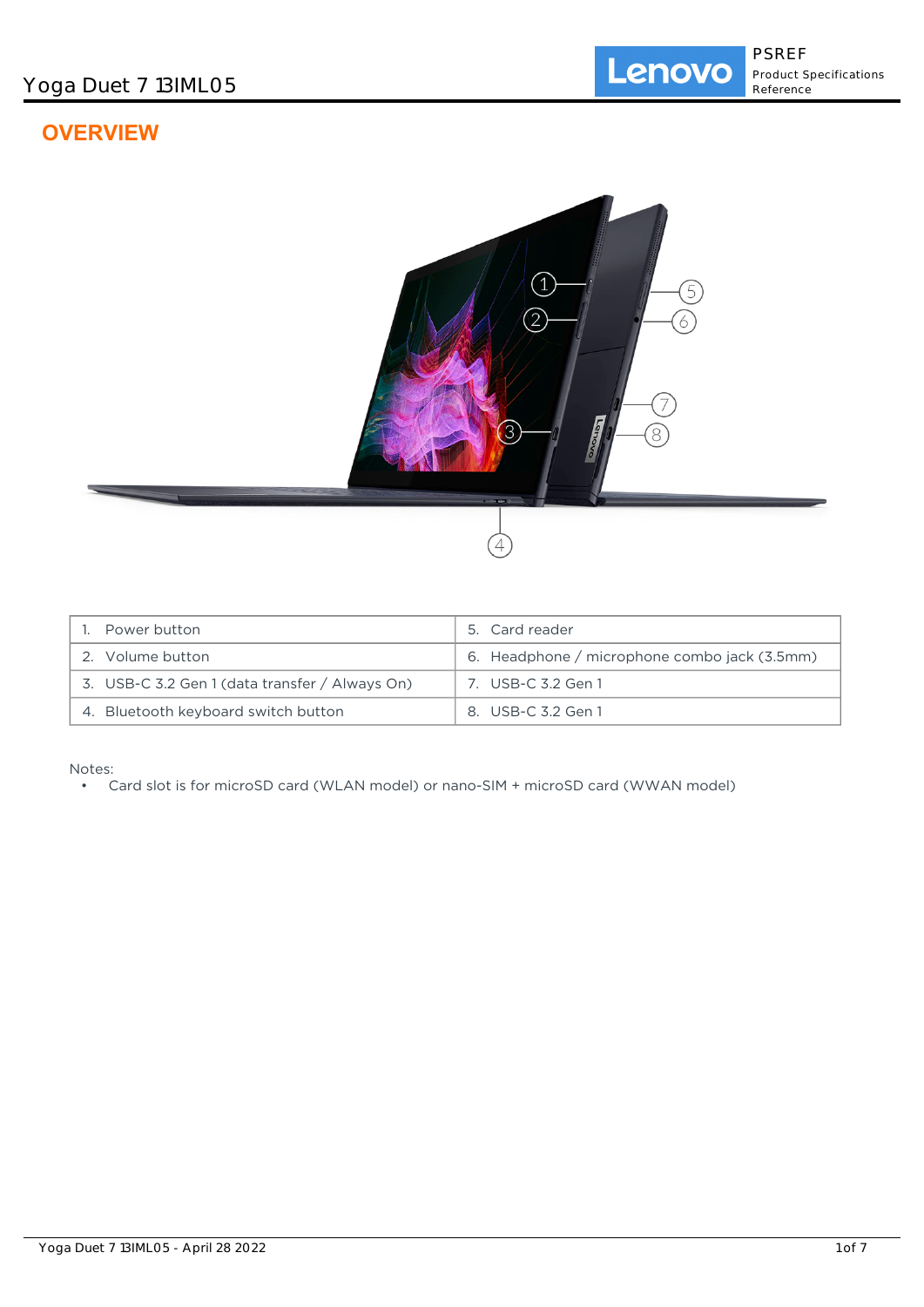# OVERVIEW

| 1. Power button | 5. Card reader |
|---|---|
| 2. Volume button | 6. Headphone / microphone combo jack (3.5mm) |
| 3. USB-C 3.2 Gen 1 (data transfer / Always On) | 7. USB-C 3.2 Gen 1 |
| 4. Bluetooth keyboard switch button | 8. USB-C 3.2 Gen 1 |

Notes:

- Card slot is for microSD card (WLAN model) or nano-SIM + microSD card (WWAN model)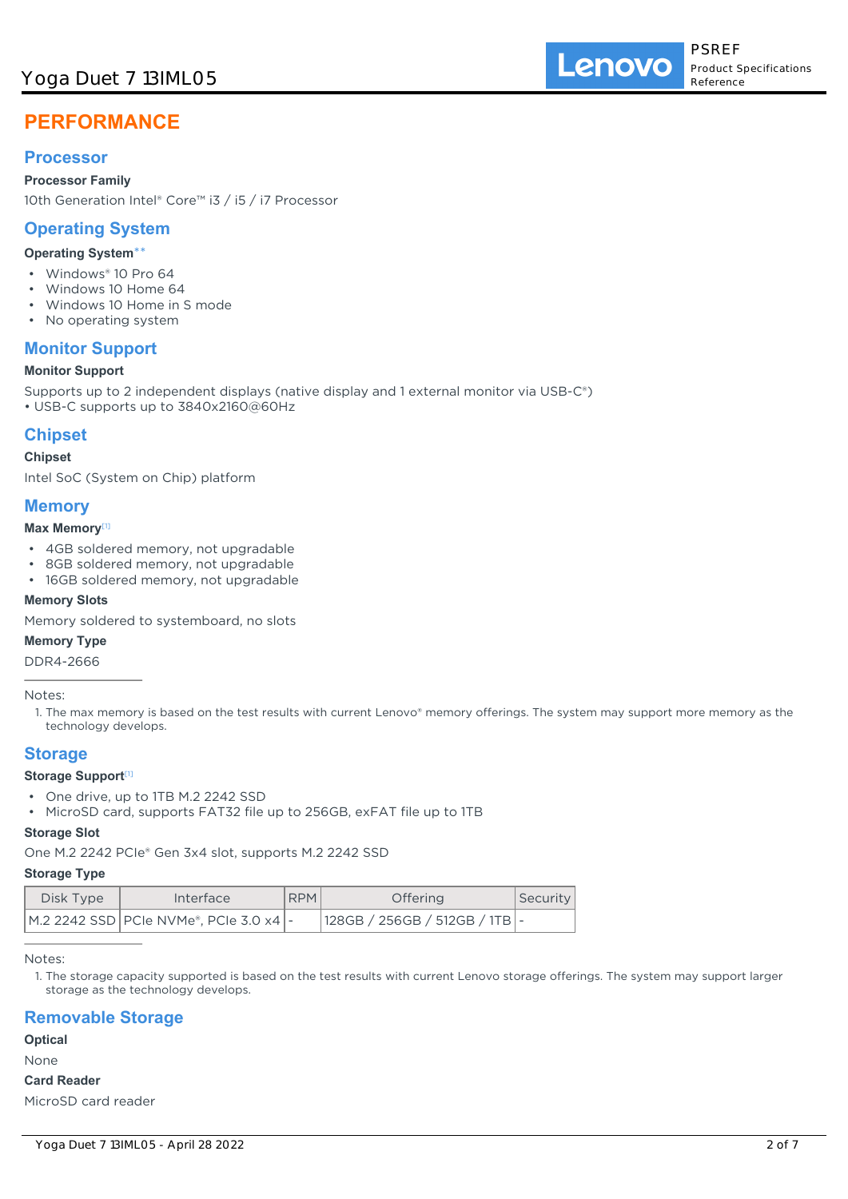# PERFORMANCE

## Processor

**Processor Family**

10th Generation Intel® Core™ i3 / i5 / i7 Processor

## Operating System

**Operating System****

- Windows® 10 Pro 64
- Windows 10 Home 64
- Windows 10 Home in S mode
- No operating system

## Monitor Support

**Monitor Support**

Supports up to 2 independent displays (native display and 1 external monitor via USB-C®)
• USB-C supports up to 3840x2160@60Hz

## Chipset

**Chipset**

Intel SoC (System on Chip) platform

## Memory

**Max Memory**[1]

- 4GB soldered memory, not upgradable
- 8GB soldered memory, not upgradable
- 16GB soldered memory, not upgradable

**Memory Slots**

Memory soldered to systemboard, no slots

**Memory Type**

DDR4-2666

Notes:

1. The max memory is based on the test results with current Lenovo® memory offerings. The system may support more memory as the technology develops.

## Storage

**Storage Support**[1]

- One drive, up to 1TB M.2 2242 SSD
- MicroSD card, supports FAT32 file up to 256GB, exFAT file up to 1TB

**Storage Slot**

One M.2 2242 PCIe® Gen 3x4 slot, supports M.2 2242 SSD

**Storage Type**

| Disk Type | Interface | RPM | Offering | Security |
|---|---|---|---|---|
| M.2 2242 SSD | PCIe NVMe®, PCIe 3.0 x4 | - | 128GB / 256GB / 512GB / 1TB | - |

Notes:

1. The storage capacity supported is based on the test results with current Lenovo storage offerings. The system may support larger storage as the technology develops.

## Removable Storage

**Optical**

None

**Card Reader**

MicroSD card reader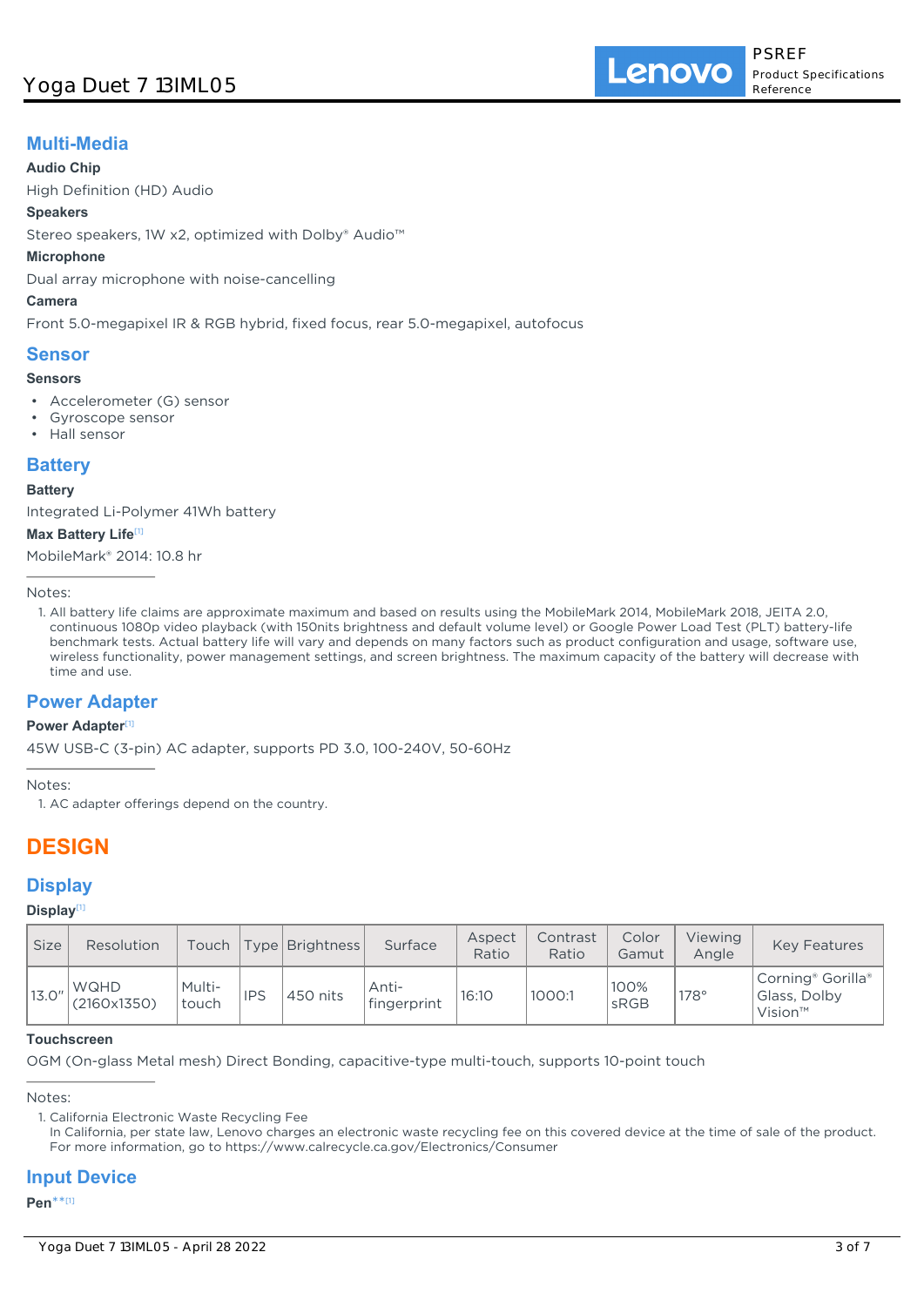## Multi-Media

**Audio Chip**

High Definition (HD) Audio

**Speakers**

Stereo speakers, 1W x2, optimized with Dolby® Audio™

**Microphone**

Dual array microphone with noise-cancelling

**Camera**

Front 5.0-megapixel IR & RGB hybrid, fixed focus, rear 5.0-megapixel, autofocus

## Sensor

**Sensors**

- Accelerometer (G) sensor
- Gyroscope sensor
- Hall sensor

## Battery

**Battery**

Integrated Li-Polymer 41Wh battery

**Max Battery Life**[1]

MobileMark® 2014: 10.8 hr

Notes:

1. All battery life claims are approximate maximum and based on results using the MobileMark 2014, MobileMark 2018, JEITA 2.0, continuous 1080p video playback (with 150nits brightness and default volume level) or Google Power Load Test (PLT) battery-life benchmark tests. Actual battery life will vary and depends on many factors such as product configuration and usage, software use, wireless functionality, power management settings, and screen brightness. The maximum capacity of the battery will decrease with time and use.

## Power Adapter

**Power Adapter**[1]

45W USB-C (3-pin) AC adapter, supports PD 3.0, 100-240V, 50-60Hz

Notes:

1. AC adapter offerings depend on the country.

# DESIGN

## Display

**Display**[1]

| Size | Resolution | Touch | Type | Brightness | Surface | Aspect Ratio | Contrast Ratio | Color Gamut | Viewing Angle | Key Features |
|---|---|---|---|---|---|---|---|---|---|---|
| 13.0" | WQHD (2160x1350) | Multi-touch | IPS | 450 nits | Anti-fingerprint | 16:10 | 1000:1 | 100% sRGB | 178° | Corning® Gorilla® Glass, Dolby Vision™ |

**Touchscreen**

OGM (On-glass Metal mesh) Direct Bonding, capacitive-type multi-touch, supports 10-point touch

Notes:

1. California Electronic Waste Recycling Fee
   In California, per state law, Lenovo charges an electronic waste recycling fee on this covered device at the time of sale of the product. For more information, go to https://www.calrecycle.ca.gov/Electronics/Consumer

## Input Device

**Pen****[1]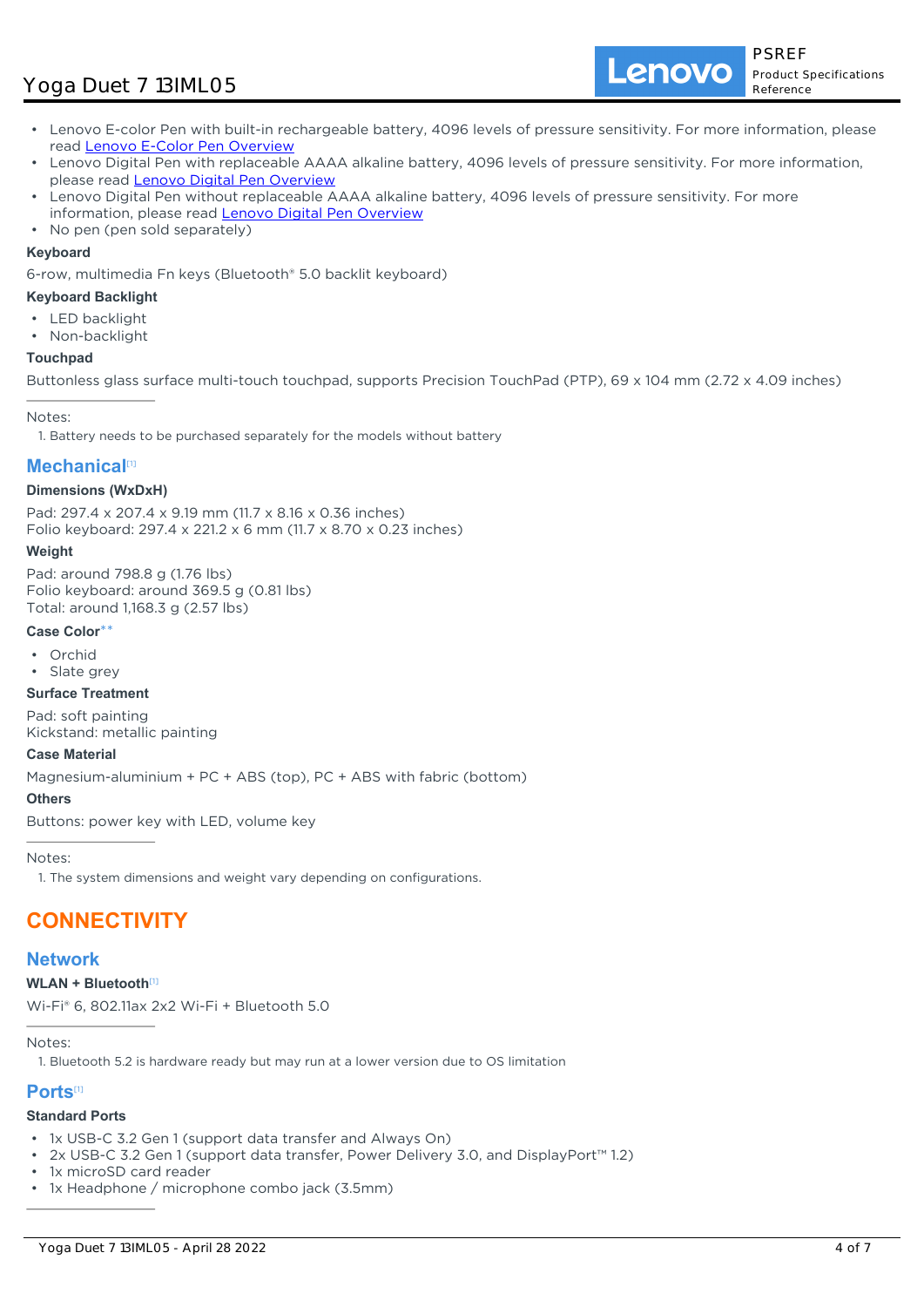- Lenovo E-color Pen with built-in rechargeable battery, 4096 levels of pressure sensitivity. For more information, please read Lenovo E-Color Pen Overview
- Lenovo Digital Pen with replaceable AAAA alkaline battery, 4096 levels of pressure sensitivity. For more information, please read Lenovo Digital Pen Overview
- Lenovo Digital Pen without replaceable AAAA alkaline battery, 4096 levels of pressure sensitivity. For more information, please read Lenovo Digital Pen Overview
- No pen (pen sold separately)

**Keyboard**

6-row, multimedia Fn keys (Bluetooth® 5.0 backlit keyboard)

**Keyboard Backlight**

- LED backlight
- Non-backlight

**Touchpad**

Buttonless glass surface multi-touch touchpad, supports Precision TouchPad (PTP), 69 x 104 mm (2.72 x 4.09 inches)

---

Notes:

1. Battery needs to be purchased separately for the models without battery

## Mechanical[1]

**Dimensions (WxDxH)**

Pad: 297.4 x 207.4 x 9.19 mm (11.7 x 8.16 x 0.36 inches)
Folio keyboard: 297.4 x 221.2 x 6 mm (11.7 x 8.70 x 0.23 inches)

**Weight**

Pad: around 798.8 g (1.76 lbs)
Folio keyboard: around 369.5 g (0.81 lbs)
Total: around 1,168.3 g (2.57 lbs)

**Case Color****

- Orchid
- Slate grey

**Surface Treatment**

Pad: soft painting
Kickstand: metallic painting

**Case Material**

Magnesium-aluminium + PC + ABS (top), PC + ABS with fabric (bottom)

**Others**

Buttons: power key with LED, volume key

---

Notes:

1. The system dimensions and weight vary depending on configurations.

# CONNECTIVITY

## Network

**WLAN + Bluetooth[1]**

Wi-Fi® 6, 802.11ax 2x2 Wi-Fi + Bluetooth 5.0

---

Notes:

1. Bluetooth 5.2 is hardware ready but may run at a lower version due to OS limitation

## Ports[1]

**Standard Ports**

- 1x USB-C 3.2 Gen 1 (support data transfer and Always On)
- 2x USB-C 3.2 Gen 1 (support data transfer, Power Delivery 3.0, and DisplayPort™ 1.2)
- 1x microSD card reader
- 1x Headphone / microphone combo jack (3.5mm)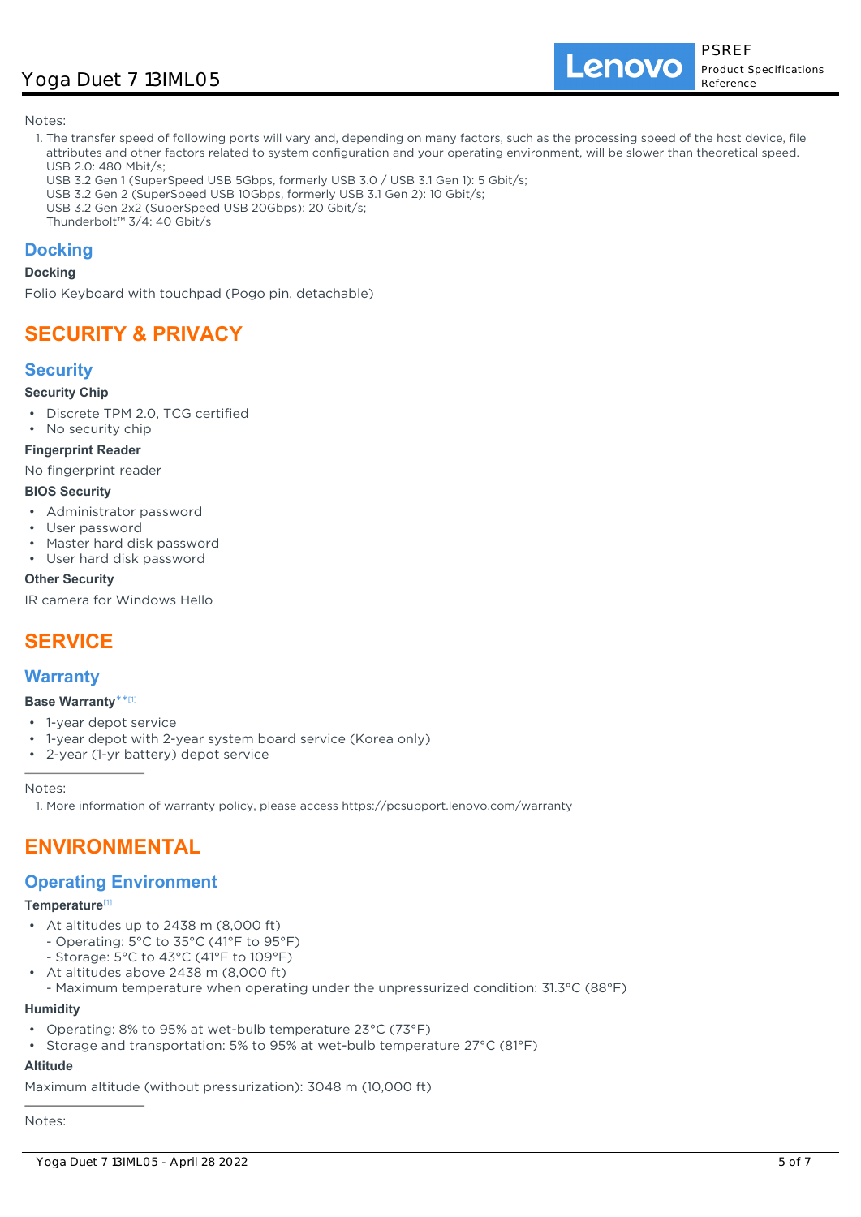Notes:

1. The transfer speed of following ports will vary and, depending on many factors, such as the processing speed of the host device, file attributes and other factors related to system configuration and your operating environment, will be slower than theoretical speed.
   USB 2.0: 480 Mbit/s;
   USB 3.2 Gen 1 (SuperSpeed USB 5Gbps, formerly USB 3.0 / USB 3.1 Gen 1): 5 Gbit/s;
   USB 3.2 Gen 2 (SuperSpeed USB 10Gbps, formerly USB 3.1 Gen 2): 10 Gbit/s;
   USB 3.2 Gen 2x2 (SuperSpeed USB 20Gbps): 20 Gbit/s;
   Thunderbolt™ 3/4: 40 Gbit/s

## Docking

**Docking**

Folio Keyboard with touchpad (Pogo pin, detachable)

# SECURITY & PRIVACY

## Security

**Security Chip**

- Discrete TPM 2.0, TCG certified
- No security chip

**Fingerprint Reader**

No fingerprint reader

**BIOS Security**

- Administrator password
- User password
- Master hard disk password
- User hard disk password

**Other Security**

IR camera for Windows Hello

# SERVICE

## Warranty

**Base Warranty**** [1]

- 1-year depot service
- 1-year depot with 2-year system board service (Korea only)
- 2-year (1-yr battery) depot service

Notes:

1. More information of warranty policy, please access https://pcsupport.lenovo.com/warranty

# ENVIRONMENTAL

## Operating Environment

**Temperature** [1]

- At altitudes up to 2438 m (8,000 ft)
  - Operating: 5°C to 35°C (41°F to 95°F)
  - Storage: 5°C to 43°C (41°F to 109°F)
- At altitudes above 2438 m (8,000 ft)
  - Maximum temperature when operating under the unpressurized condition: 31.3°C (88°F)

**Humidity**

- Operating: 8% to 95% at wet-bulb temperature 23°C (73°F)
- Storage and transportation: 5% to 95% at wet-bulb temperature 27°C (81°F)

**Altitude**

Maximum altitude (without pressurization): 3048 m (10,000 ft)

Notes: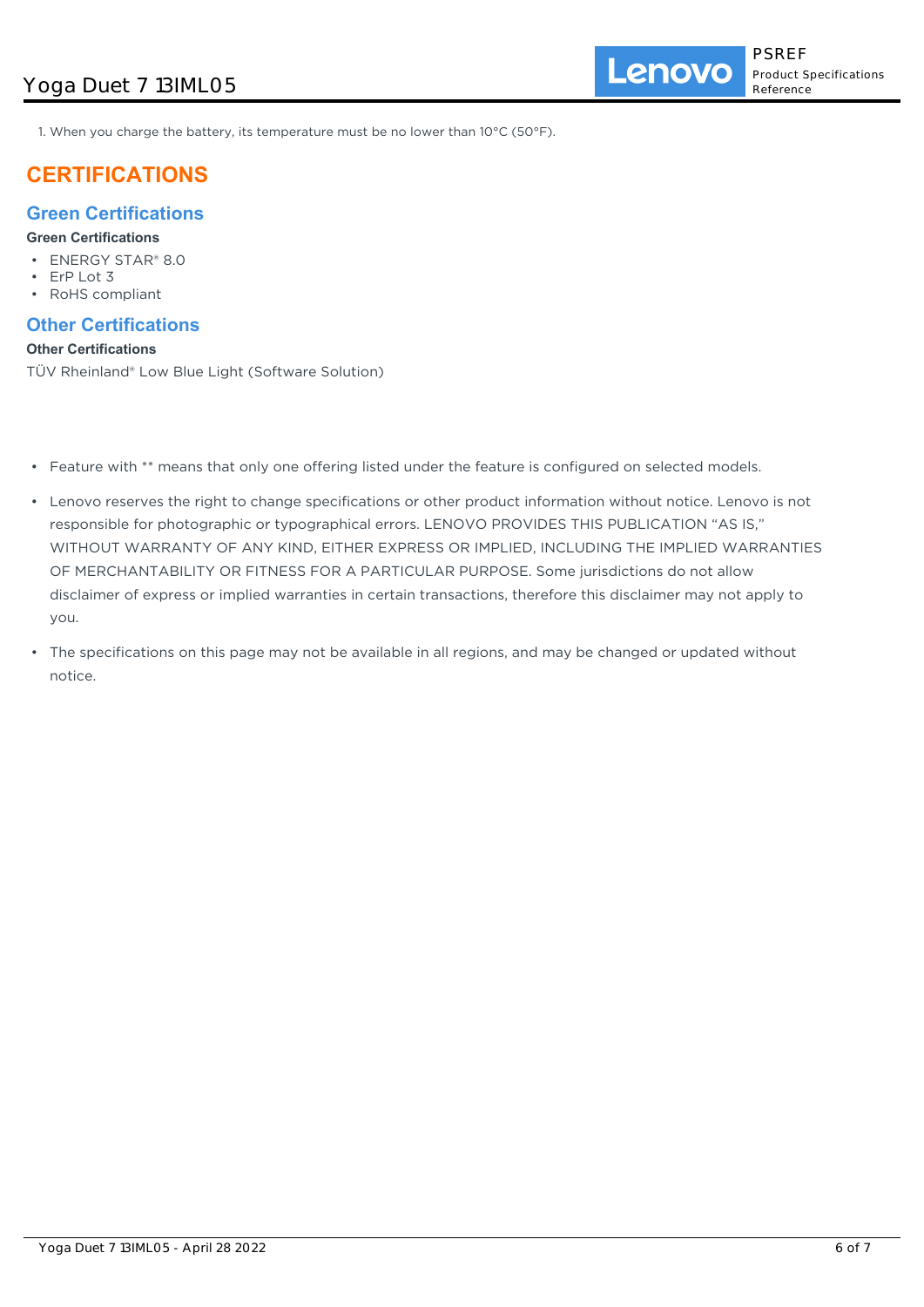1. When you charge the battery, its temperature must be no lower than 10°C (50°F).

# CERTIFICATIONS

## Green Certifications

**Green Certifications**

- ENERGY STAR® 8.0
- ErP Lot 3
- RoHS compliant

## Other Certifications

**Other Certifications**

TÜV Rheinland® Low Blue Light (Software Solution)

- Feature with ** means that only one offering listed under the feature is configured on selected models.
- Lenovo reserves the right to change specifications or other product information without notice. Lenovo is not responsible for photographic or typographical errors. LENOVO PROVIDES THIS PUBLICATION "AS IS," WITHOUT WARRANTY OF ANY KIND, EITHER EXPRESS OR IMPLIED, INCLUDING THE IMPLIED WARRANTIES OF MERCHANTABILITY OR FITNESS FOR A PARTICULAR PURPOSE. Some jurisdictions do not allow disclaimer of express or implied warranties in certain transactions, therefore this disclaimer may not apply to you.
- The specifications on this page may not be available in all regions, and may be changed or updated without notice.